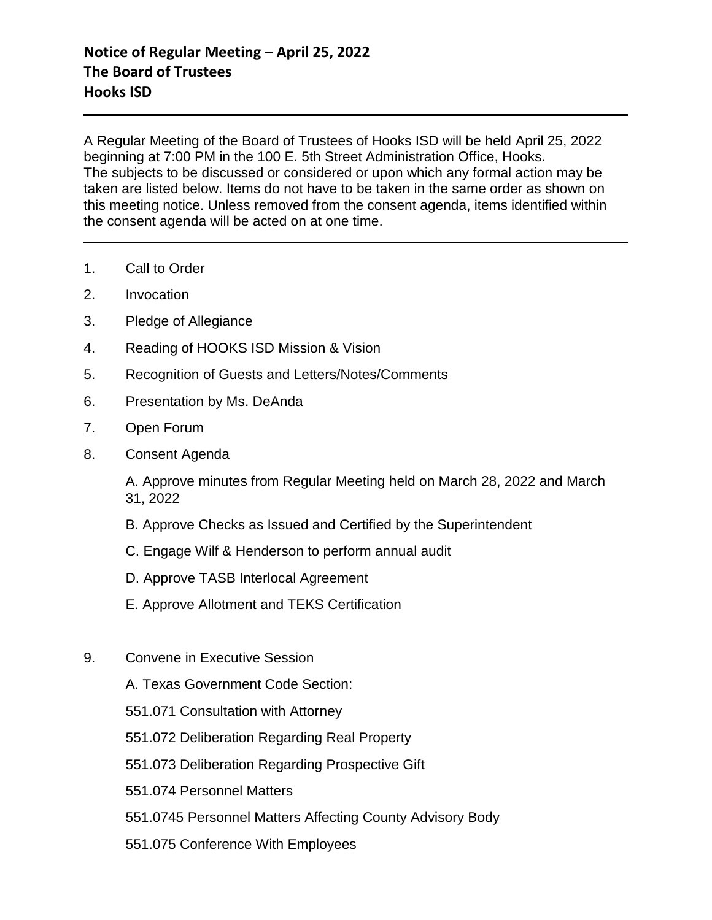# Notice of Regular Meeting – April 25, 2022
# The Board of Trustees
# Hooks ISD

---

A Regular Meeting of the Board of Trustees of Hooks ISD will be held April 25, 2022 beginning at 7:00 PM in the 100 E. 5th Street Administration Office, Hooks.
The subjects to be discussed or considered or upon which any formal action may be taken are listed below. Items do not have to be taken in the same order as shown on this meeting notice. Unless removed from the consent agenda, items identified within the consent agenda will be acted on at one time.

---

1. Call to Order
2. Invocation
3. Pledge of Allegiance
4. Reading of HOOKS ISD Mission & Vision
5. Recognition of Guests and Letters/Notes/Comments
6. Presentation by Ms. DeAnda
7. Open Forum
8. Consent Agenda

   A. Approve minutes from Regular Meeting held on March 28, 2022 and March 31, 2022

   B. Approve Checks as Issued and Certified by the Superintendent

   C. Engage Wilf & Henderson to perform annual audit

   D. Approve TASB Interlocal Agreement

   E. Approve Allotment and TEKS Certification

9. Convene in Executive Session

   A. Texas Government Code Section:

   551.071 Consultation with Attorney

   551.072 Deliberation Regarding Real Property

   551.073 Deliberation Regarding Prospective Gift

   551.074 Personnel Matters

   551.0745 Personnel Matters Affecting County Advisory Body

   551.075 Conference With Employees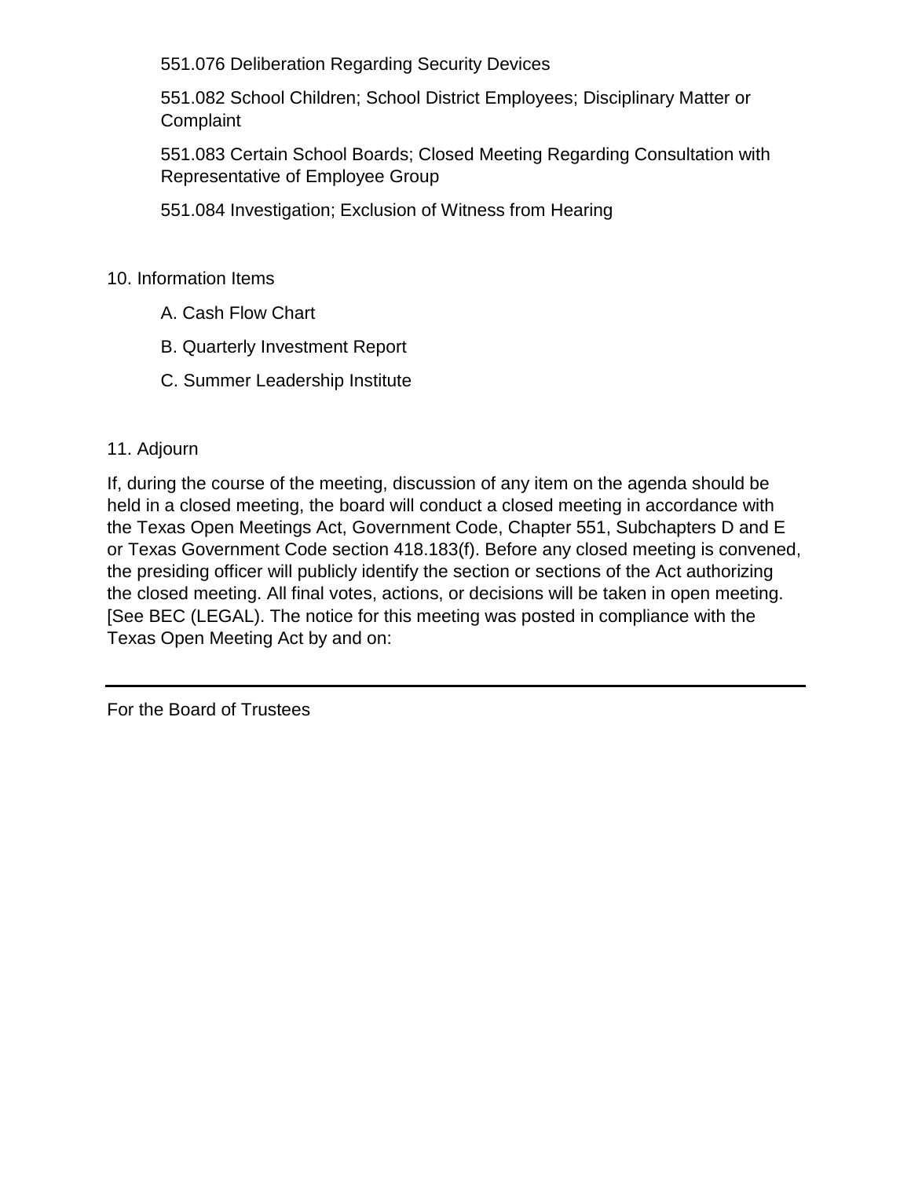551.076 Deliberation Regarding Security Devices

551.082 School Children; School District Employees; Disciplinary Matter or Complaint

551.083 Certain School Boards; Closed Meeting Regarding Consultation with Representative of Employee Group

551.084 Investigation; Exclusion of Witness from Hearing

10. Information Items

    A. Cash Flow Chart

    B. Quarterly Investment Report

    C. Summer Leadership Institute

11. Adjourn

If, during the course of the meeting, discussion of any item on the agenda should be held in a closed meeting, the board will conduct a closed meeting in accordance with the Texas Open Meetings Act, Government Code, Chapter 551, Subchapters D and E or Texas Government Code section 418.183(f). Before any closed meeting is convened, the presiding officer will publicly identify the section or sections of the Act authorizing the closed meeting. All final votes, actions, or decisions will be taken in open meeting. [See BEC (LEGAL). The notice for this meeting was posted in compliance with the Texas Open Meeting Act by and on:

---

For the Board of Trustees